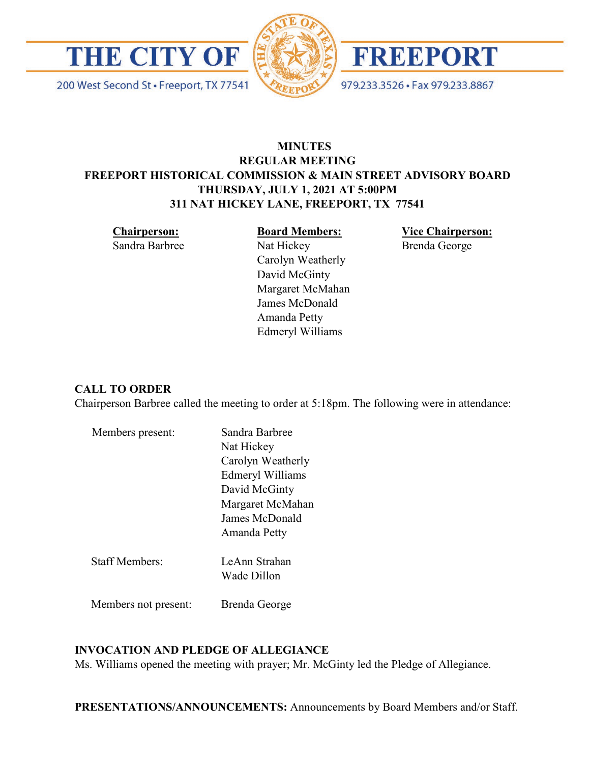THE CITY OF FREEPORT

200 West Second St • Freeport, TX 77541

979.233.3526 • Fax 979.233.8867

**MINUTES**
**REGULAR MEETING**
**FREEPORT HISTORICAL COMMISSION & MAIN STREET ADVISORY BOARD**
**THURSDAY, JULY 1, 2021 AT 5:00PM**
**311 NAT HICKEY LANE, FREEPORT, TX 77541**

**Chairperson:**
Sandra Barbree

**Board Members:**
Nat Hickey
Carolyn Weatherly
David McGinty
Margaret McMahan
James McDonald
Amanda Petty
Edmeryl Williams

**Vice Chairperson:**
Brenda George

**CALL TO ORDER**

Chairperson Barbree called the meeting to order at 5:18pm. The following were in attendance:

| | |
|---|---|
| Members present: | Sandra Barbree<br>Nat Hickey<br>Carolyn Weatherly<br>Edmeryl Williams<br>David McGinty<br>Margaret McMahan<br>James McDonald<br>Amanda Petty |
| Staff Members: | LeAnn Strahan<br>Wade Dillon |
| Members not present: | Brenda George |

**INVOCATION AND PLEDGE OF ALLEGIANCE**

Ms. Williams opened the meeting with prayer; Mr. McGinty led the Pledge of Allegiance.

**PRESENTATIONS/ANNOUNCEMENTS:** Announcements by Board Members and/or Staff.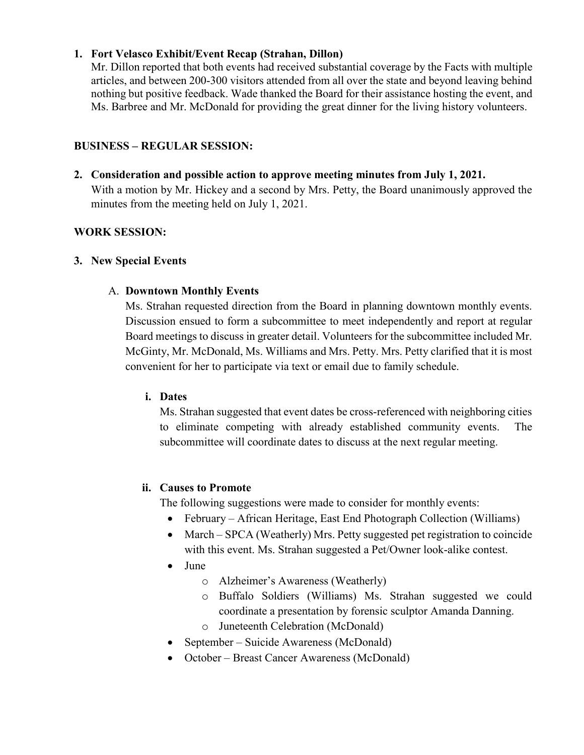1. **Fort Velasco Exhibit/Event Recap (Strahan, Dillon)**
   Mr. Dillon reported that both events had received substantial coverage by the Facts with multiple articles, and between 200-300 visitors attended from all over the state and beyond leaving behind nothing but positive feedback. Wade thanked the Board for their assistance hosting the event, and Ms. Barbree and Mr. McDonald for providing the great dinner for the living history volunteers.

**BUSINESS – REGULAR SESSION:**

2. **Consideration and possible action to approve meeting minutes from July 1, 2021.**
   With a motion by Mr. Hickey and a second by Mrs. Petty, the Board unanimously approved the minutes from the meeting held on July 1, 2021.

**WORK SESSION:**

3. **New Special Events**

   A. **Downtown Monthly Events**
   Ms. Strahan requested direction from the Board in planning downtown monthly events. Discussion ensued to form a subcommittee to meet independently and report at regular Board meetings to discuss in greater detail. Volunteers for the subcommittee included Mr. McGinty, Mr. McDonald, Ms. Williams and Mrs. Petty. Mrs. Petty clarified that it is most convenient for her to participate via text or email due to family schedule.

   i. **Dates**
   Ms. Strahan suggested that event dates be cross-referenced with neighboring cities to eliminate competing with already established community events. The subcommittee will coordinate dates to discuss at the next regular meeting.

   ii. **Causes to Promote**
   The following suggestions were made to consider for monthly events:
   - February – African Heritage, East End Photograph Collection (Williams)
   - March – SPCA (Weatherly) Mrs. Petty suggested pet registration to coincide with this event. Ms. Strahan suggested a Pet/Owner look-alike contest.
   - June
     - Alzheimer's Awareness (Weatherly)
     - Buffalo Soldiers (Williams) Ms. Strahan suggested we could coordinate a presentation by forensic sculptor Amanda Danning.
     - Juneteenth Celebration (McDonald)
   - September – Suicide Awareness (McDonald)
   - October – Breast Cancer Awareness (McDonald)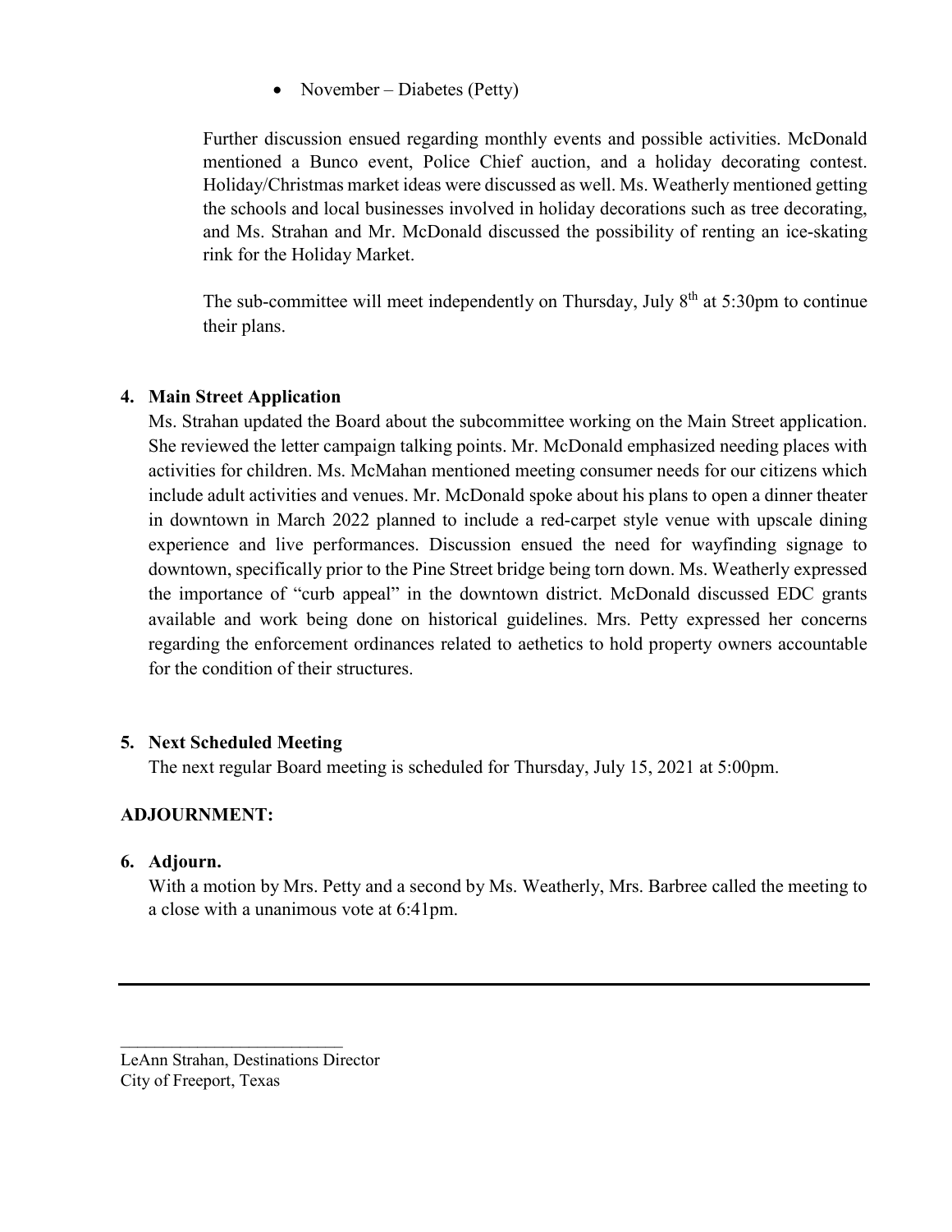- November – Diabetes (Petty)

Further discussion ensued regarding monthly events and possible activities. McDonald mentioned a Bunco event, Police Chief auction, and a holiday decorating contest. Holiday/Christmas market ideas were discussed as well. Ms. Weatherly mentioned getting the schools and local businesses involved in holiday decorations such as tree decorating, and Ms. Strahan and Mr. McDonald discussed the possibility of renting an ice-skating rink for the Holiday Market.

The sub-committee will meet independently on Thursday, July 8th at 5:30pm to continue their plans.

**4. Main Street Application**

Ms. Strahan updated the Board about the subcommittee working on the Main Street application. She reviewed the letter campaign talking points. Mr. McDonald emphasized needing places with activities for children. Ms. McMahan mentioned meeting consumer needs for our citizens which include adult activities and venues. Mr. McDonald spoke about his plans to open a dinner theater in downtown in March 2022 planned to include a red-carpet style venue with upscale dining experience and live performances. Discussion ensued the need for wayfinding signage to downtown, specifically prior to the Pine Street bridge being torn down. Ms. Weatherly expressed the importance of "curb appeal" in the downtown district. McDonald discussed EDC grants available and work being done on historical guidelines. Mrs. Petty expressed her concerns regarding the enforcement ordinances related to aethetics to hold property owners accountable for the condition of their structures.

**5. Next Scheduled Meeting**

The next regular Board meeting is scheduled for Thursday, July 15, 2021 at 5:00pm.

**ADJOURNMENT:**

**6. Adjourn.**

With a motion by Mrs. Petty and a second by Ms. Weatherly, Mrs. Barbree called the meeting to a close with a unanimous vote at 6:41pm.

---

\_\_\_\_\_\_\_\_\_\_\_\_\_\_\_\_\_\_\_\_\_\_\_\_\_\_\_\_

LeAnn Strahan, Destinations Director
City of Freeport, Texas